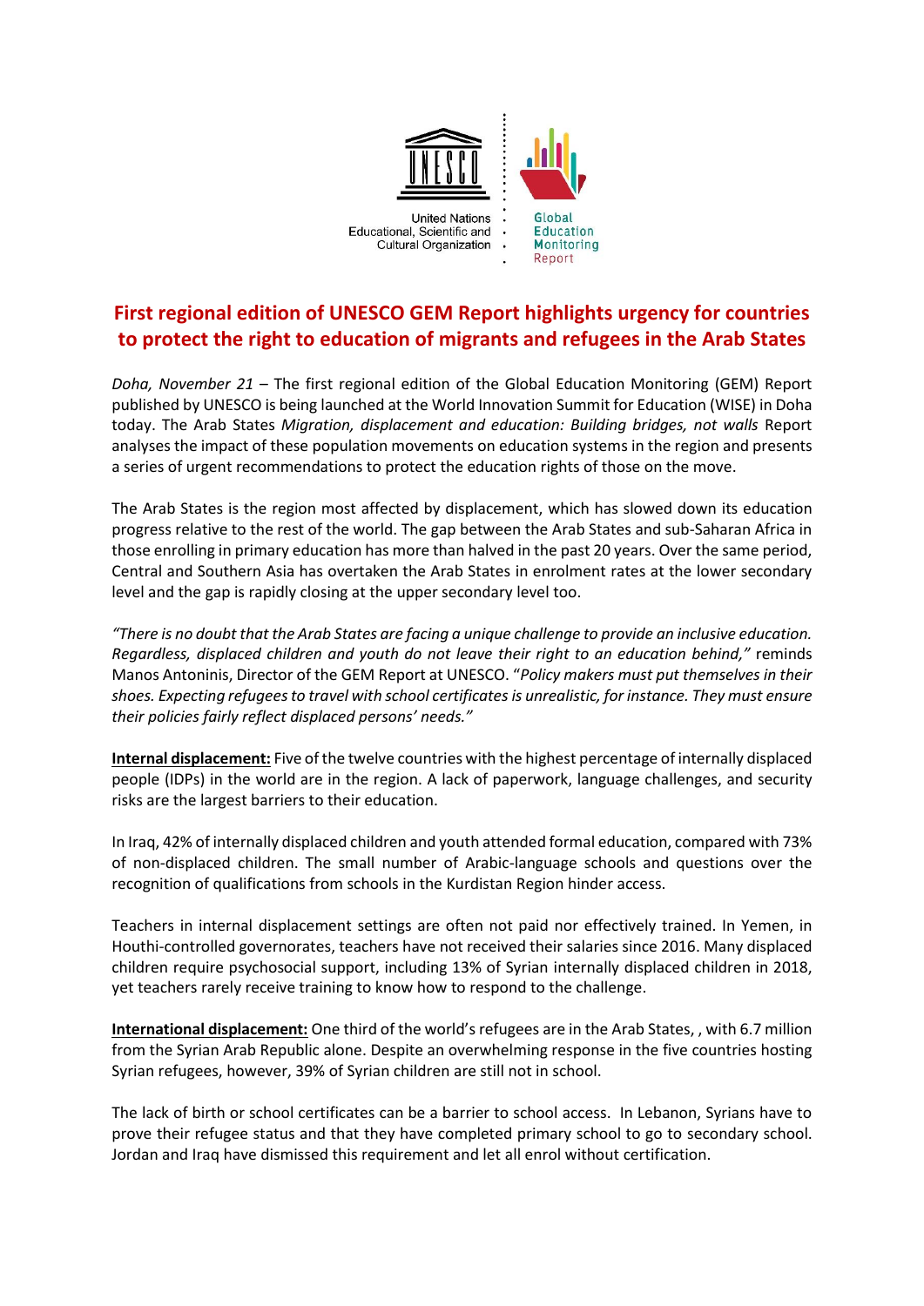United Nations
Educational, Scientific and
Cultural Organization

Global
Education
Monitoring
Report

# First regional edition of UNESCO GEM Report highlights urgency for countries to protect the right to education of migrants and refugees in the Arab States

*Doha, November 21* – The first regional edition of the Global Education Monitoring (GEM) Report published by UNESCO is being launched at the World Innovation Summit for Education (WISE) in Doha today. The Arab States *Migration, displacement and education: Building bridges, not walls* Report analyses the impact of these population movements on education systems in the region and presents a series of urgent recommendations to protect the education rights of those on the move.

The Arab States is the region most affected by displacement, which has slowed down its education progress relative to the rest of the world. The gap between the Arab States and sub-Saharan Africa in those enrolling in primary education has more than halved in the past 20 years. Over the same period, Central and Southern Asia has overtaken the Arab States in enrolment rates at the lower secondary level and the gap is rapidly closing at the upper secondary level too.

*"There is no doubt that the Arab States are facing a unique challenge to provide an inclusive education. Regardless, displaced children and youth do not leave their right to an education behind,"* reminds Manos Antoninis, Director of the GEM Report at UNESCO. "*Policy makers must put themselves in their shoes. Expecting refugees to travel with school certificates is unrealistic, for instance. They must ensure their policies fairly reflect displaced persons' needs."*

**Internal displacement:** Five of the twelve countries with the highest percentage of internally displaced people (IDPs) in the world are in the region. A lack of paperwork, language challenges, and security risks are the largest barriers to their education.

In Iraq, 42% of internally displaced children and youth attended formal education, compared with 73% of non-displaced children. The small number of Arabic-language schools and questions over the recognition of qualifications from schools in the Kurdistan Region hinder access.

Teachers in internal displacement settings are often not paid nor effectively trained. In Yemen, in Houthi-controlled governorates, teachers have not received their salaries since 2016. Many displaced children require psychosocial support, including 13% of Syrian internally displaced children in 2018, yet teachers rarely receive training to know how to respond to the challenge.

**International displacement:** One third of the world's refugees are in the Arab States, , with 6.7 million from the Syrian Arab Republic alone. Despite an overwhelming response in the five countries hosting Syrian refugees, however, 39% of Syrian children are still not in school.

The lack of birth or school certificates can be a barrier to school access. In Lebanon, Syrians have to prove their refugee status and that they have completed primary school to go to secondary school. Jordan and Iraq have dismissed this requirement and let all enrol without certification.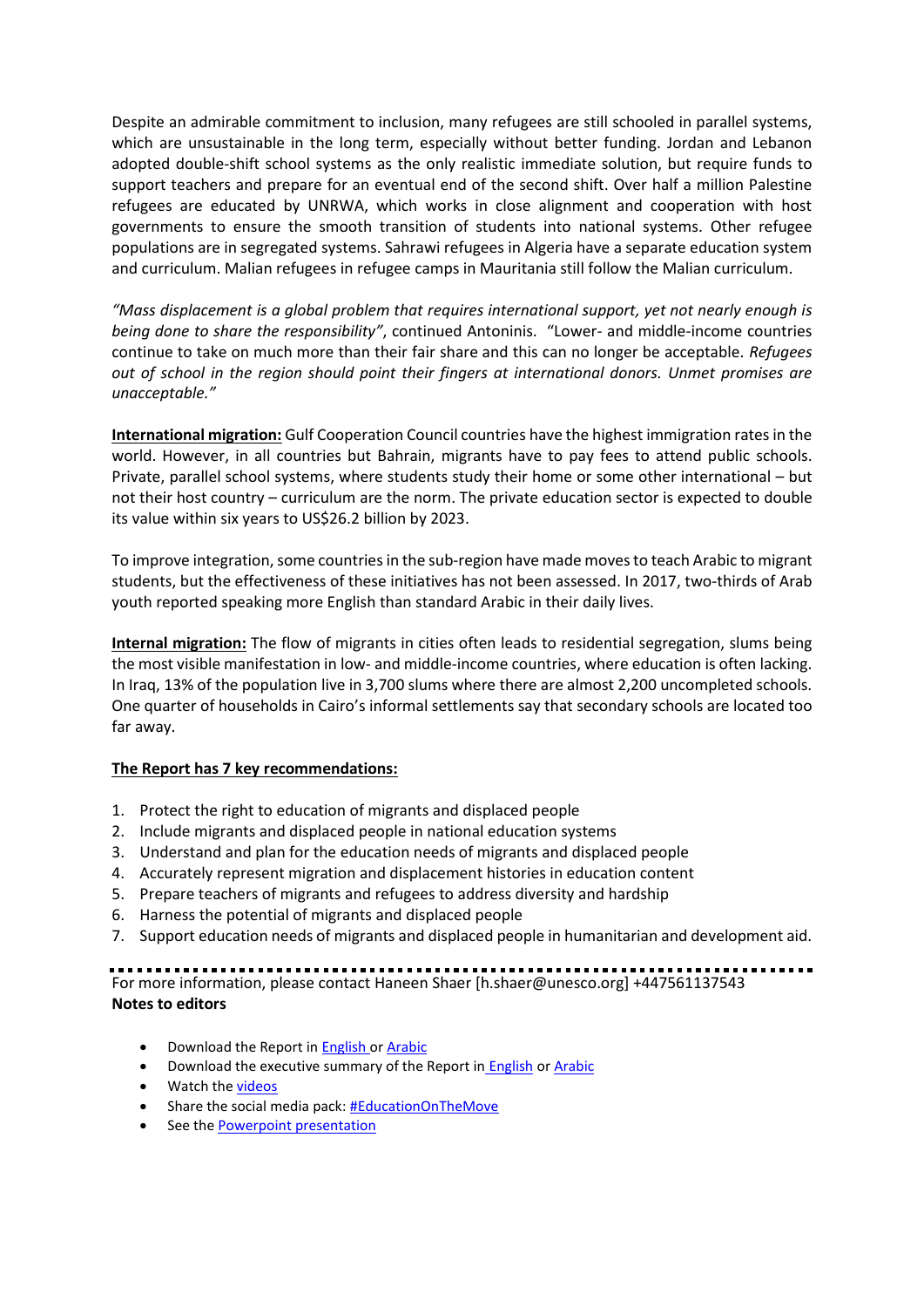Despite an admirable commitment to inclusion, many refugees are still schooled in parallel systems, which are unsustainable in the long term, especially without better funding. Jordan and Lebanon adopted double-shift school systems as the only realistic immediate solution, but require funds to support teachers and prepare for an eventual end of the second shift. Over half a million Palestine refugees are educated by UNRWA, which works in close alignment and cooperation with host governments to ensure the smooth transition of students into national systems. Other refugee populations are in segregated systems. Sahrawi refugees in Algeria have a separate education system and curriculum. Malian refugees in refugee camps in Mauritania still follow the Malian curriculum.

*"Mass displacement is a global problem that requires international support, yet not nearly enough is being done to share the responsibility"*, continued Antoninis. "Lower- and middle-income countries continue to take on much more than their fair share and this can no longer be acceptable. *Refugees out of school in the region should point their fingers at international donors. Unmet promises are unacceptable."*

**International migration:** Gulf Cooperation Council countries have the highest immigration rates in the world. However, in all countries but Bahrain, migrants have to pay fees to attend public schools. Private, parallel school systems, where students study their home or some other international – but not their host country – curriculum are the norm. The private education sector is expected to double its value within six years to US$26.2 billion by 2023.

To improve integration, some countries in the sub-region have made moves to teach Arabic to migrant students, but the effectiveness of these initiatives has not been assessed. In 2017, two-thirds of Arab youth reported speaking more English than standard Arabic in their daily lives.

**Internal migration:** The flow of migrants in cities often leads to residential segregation, slums being the most visible manifestation in low- and middle-income countries, where education is often lacking. In Iraq, 13% of the population live in 3,700 slums where there are almost 2,200 uncompleted schools. One quarter of households in Cairo's informal settlements say that secondary schools are located too far away.

**The Report has 7 key recommendations:**

1. Protect the right to education of migrants and displaced people
2. Include migrants and displaced people in national education systems
3. Understand and plan for the education needs of migrants and displaced people
4. Accurately represent migration and displacement histories in education content
5. Prepare teachers of migrants and refugees to address diversity and hardship
6. Harness the potential of migrants and displaced people
7. Support education needs of migrants and displaced people in humanitarian and development aid.

---

For more information, please contact Haneen Shaer [h.shaer@unesco.org] +447561137543

**Notes to editors**

- Download the Report in English or Arabic
- Download the executive summary of the Report in English or Arabic
- Watch the videos
- Share the social media pack: #EducationOnTheMove
- See the Powerpoint presentation